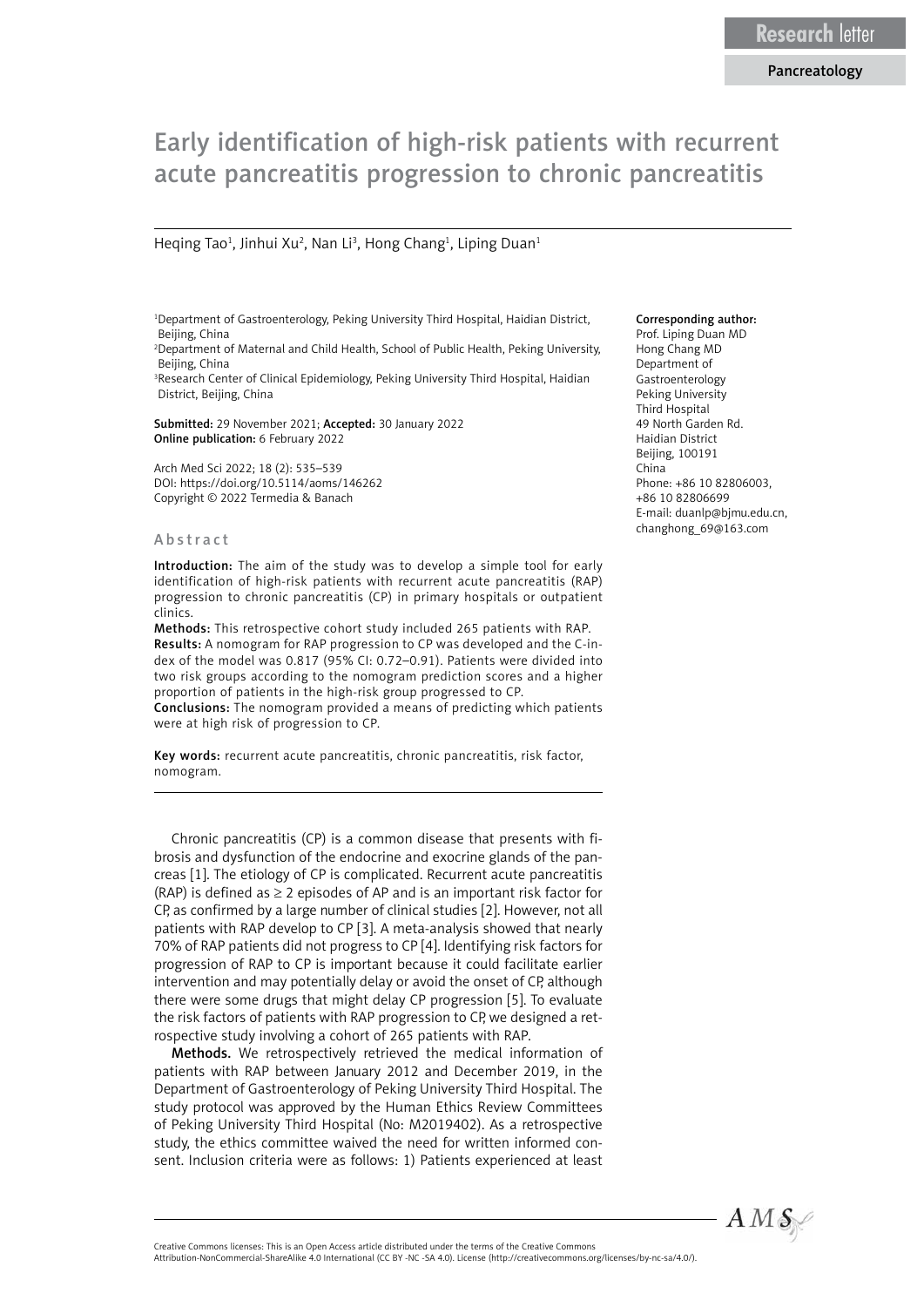Research letter

Pancreatology

# Early identification of high-risk patients with recurrent acute pancreatitis progression to chronic pancreatitis

Heqing Tao[1], Jinhui Xu[2], Nan Li[3], Hong Chang[1], Liping Duan[1]

[1]Department of Gastroenterology, Peking University Third Hospital, Haidian District, Beijing, China

[2]Department of Maternal and Child Health, School of Public Health, Peking University, Beijing, China

[3]Research Center of Clinical Epidemiology, Peking University Third Hospital, Haidian District, Beijing, China

**Submitted:** 29 November 2021; **Accepted:** 30 January 2022
**Online publication:** 6 February 2022

Arch Med Sci 2022; 18 (2): 535–539
DOI: https://doi.org/10.5114/aoms/146262
Copyright © 2022 Termedia & Banach

**Corresponding author:**
Prof. Liping Duan MD
Hong Chang MD
Department of Gastroenterology
Peking University Third Hospital
49 North Garden Rd.
Haidian District
Beijing, 100191
China
Phone: +86 10 82806003, +86 10 82806699
E-mail: duanlp@bjmu.edu.cn, changhong_69@163.com

## Abstract

**Introduction:** The aim of the study was to develop a simple tool for early identification of high-risk patients with recurrent acute pancreatitis (RAP) progression to chronic pancreatitis (CP) in primary hospitals or outpatient clinics.

**Methods:** This retrospective cohort study included 265 patients with RAP.

**Results:** A nomogram for RAP progression to CP was developed and the C-index of the model was 0.817 (95% CI: 0.72–0.91). Patients were divided into two risk groups according to the nomogram prediction scores and a higher proportion of patients in the high-risk group progressed to CP.

**Conclusions:** The nomogram provided a means of predicting which patients were at high risk of progression to CP.

**Key words:** recurrent acute pancreatitis, chronic pancreatitis, risk factor, nomogram.

Chronic pancreatitis (CP) is a common disease that presents with fibrosis and dysfunction of the endocrine and exocrine glands of the pancreas [1]. The etiology of CP is complicated. Recurrent acute pancreatitis (RAP) is defined as ≥ 2 episodes of AP and is an important risk factor for CP, as confirmed by a large number of clinical studies [2]. However, not all patients with RAP develop to CP [3]. A meta-analysis showed that nearly 70% of RAP patients did not progress to CP [4]. Identifying risk factors for progression of RAP to CP is important because it could facilitate earlier intervention and may potentially delay or avoid the onset of CP, although there were some drugs that might delay CP progression [5]. To evaluate the risk factors of patients with RAP progression to CP, we designed a retrospective study involving a cohort of 265 patients with RAP.

**Methods.** We retrospectively retrieved the medical information of patients with RAP between January 2012 and December 2019, in the Department of Gastroenterology of Peking University Third Hospital. The study protocol was approved by the Human Ethics Review Committees of Peking University Third Hospital (No: M2019402). As a retrospective study, the ethics committee waived the need for written informed consent. Inclusion criteria were as follows: 1) Patients experienced at least

Creative Commons licenses: This is an Open Access article distributed under the terms of the Creative Commons Attribution-NonCommercial-ShareAlike 4.0 International (CC BY -NC -SA 4.0). License (http://creativecommons.org/licenses/by-nc-sa/4.0/).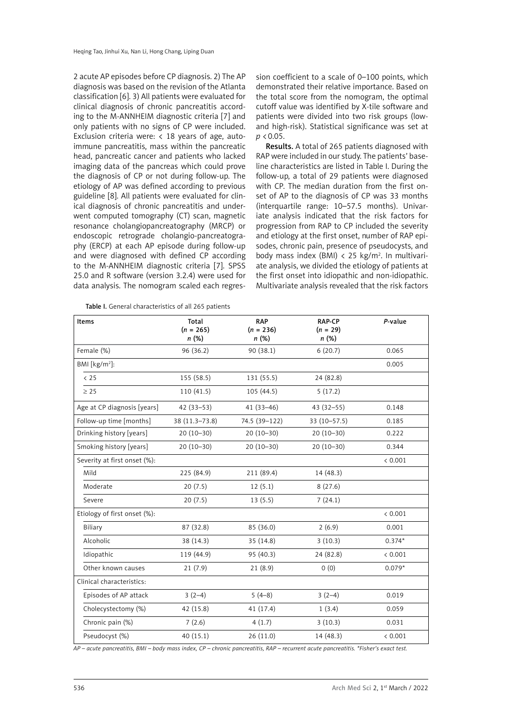2 acute AP episodes before CP diagnosis. 2) The AP diagnosis was based on the revision of the Atlanta classification [6]. 3) All patients were evaluated for clinical diagnosis of chronic pancreatitis according to the M-ANNHEIM diagnostic criteria [7] and only patients with no signs of CP were included. Exclusion criteria were: < 18 years of age, autoimmune pancreatitis, mass within the pancreatic head, pancreatic cancer and patients who lacked imaging data of the pancreas which could prove the diagnosis of CP or not during follow-up. The etiology of AP was defined according to previous guideline [8]. All patients were evaluated for clinical diagnosis of chronic pancreatitis and underwent computed tomography (CT) scan, magnetic resonance cholangiopancreatography (MRCP) or endoscopic retrograde cholangio-pancreatography (ERCP) at each AP episode during follow-up and were diagnosed with defined CP according to the M-ANNHEIM diagnostic criteria [7]. SPSS 25.0 and R software (version 3.2.4) were used for data analysis. The nomogram scaled each regression coefficient to a scale of 0–100 points, which demonstrated their relative importance. Based on the total score from the nomogram, the optimal cutoff value was identified by X-tile software and patients were divided into two risk groups (low- and high-risk). Statistical significance was set at $p < 0.05$.

**Results.** A total of 265 patients diagnosed with RAP were included in our study. The patients' baseline characteristics are listed in Table I. During the follow-up, a total of 29 patients were diagnosed with CP. The median duration from the first onset of AP to the diagnosis of CP was 33 months (interquartile range: 10–57.5 months). Univariate analysis indicated that the risk factors for progression from RAP to CP included the severity and etiology at the first onset, number of RAP episodes, chronic pain, presence of pseudocysts, and body mass index (BMI) < 25 kg/m$^2$. In multivariate analysis, we divided the etiology of patients at the first onset into idiopathic and non-idiopathic. Multivariate analysis revealed that the risk factors

**Table I.** General characteristics of all 265 patients

| Items | Total (n = 265) n (%) | RAP (n = 236) n (%) | RAP-CP (n = 29) n (%) | P-value |
|---|---|---|---|---|
| Female (%) | 96 (36.2) | 90 (38.1) | 6 (20.7) | 0.065 |
| BMI [kg/m$^2$]: | | | | 0.005 |
| < 25 | 155 (58.5) | 131 (55.5) | 24 (82.8) | |
| ≥ 25 | 110 (41.5) | 105 (44.5) | 5 (17.2) | |
| Age at CP diagnosis [years] | 42 (33–53) | 41 (33–46) | 43 (32–55) | 0.148 |
| Follow-up time [months] | 38 (11.3–73.8) | 74.5 (39–122) | 33 (10–57.5) | 0.185 |
| Drinking history [years] | 20 (10–30) | 20 (10–30) | 20 (10–30) | 0.222 |
| Smoking history [years] | 20 (10–30) | 20 (10–30) | 20 (10–30) | 0.344 |
| Severity at first onset (%): | | | | < 0.001 |
| Mild | 225 (84.9) | 211 (89.4) | 14 (48.3) | |
| Moderate | 20 (7.5) | 12 (5.1) | 8 (27.6) | |
| Severe | 20 (7.5) | 13 (5.5) | 7 (24.1) | |
| Etiology of first onset (%): | | | | < 0.001 |
| Biliary | 87 (32.8) | 85 (36.0) | 2 (6.9) | 0.001 |
| Alcoholic | 38 (14.3) | 35 (14.8) | 3 (10.3) | 0.374* |
| Idiopathic | 119 (44.9) | 95 (40.3) | 24 (82.8) | < 0.001 |
| Other known causes | 21 (7.9) | 21 (8.9) | 0 (0) | 0.079* |
| Clinical characteristics: | | | | |
| Episodes of AP attack | 3 (2–4) | 5 (4–8) | 3 (2–4) | 0.019 |
| Cholecystectomy (%) | 42 (15.8) | 41 (17.4) | 1 (3.4) | 0.059 |
| Chronic pain (%) | 7 (2.6) | 4 (1.7) | 3 (10.3) | 0.031 |
| Pseudocyst (%) | 40 (15.1) | 26 (11.0) | 14 (48.3) | < 0.001 |

*AP – acute pancreatitis, BMI – body mass index, CP – chronic pancreatitis, RAP – recurrent acute pancreatitis. \*Fisher's exact test.*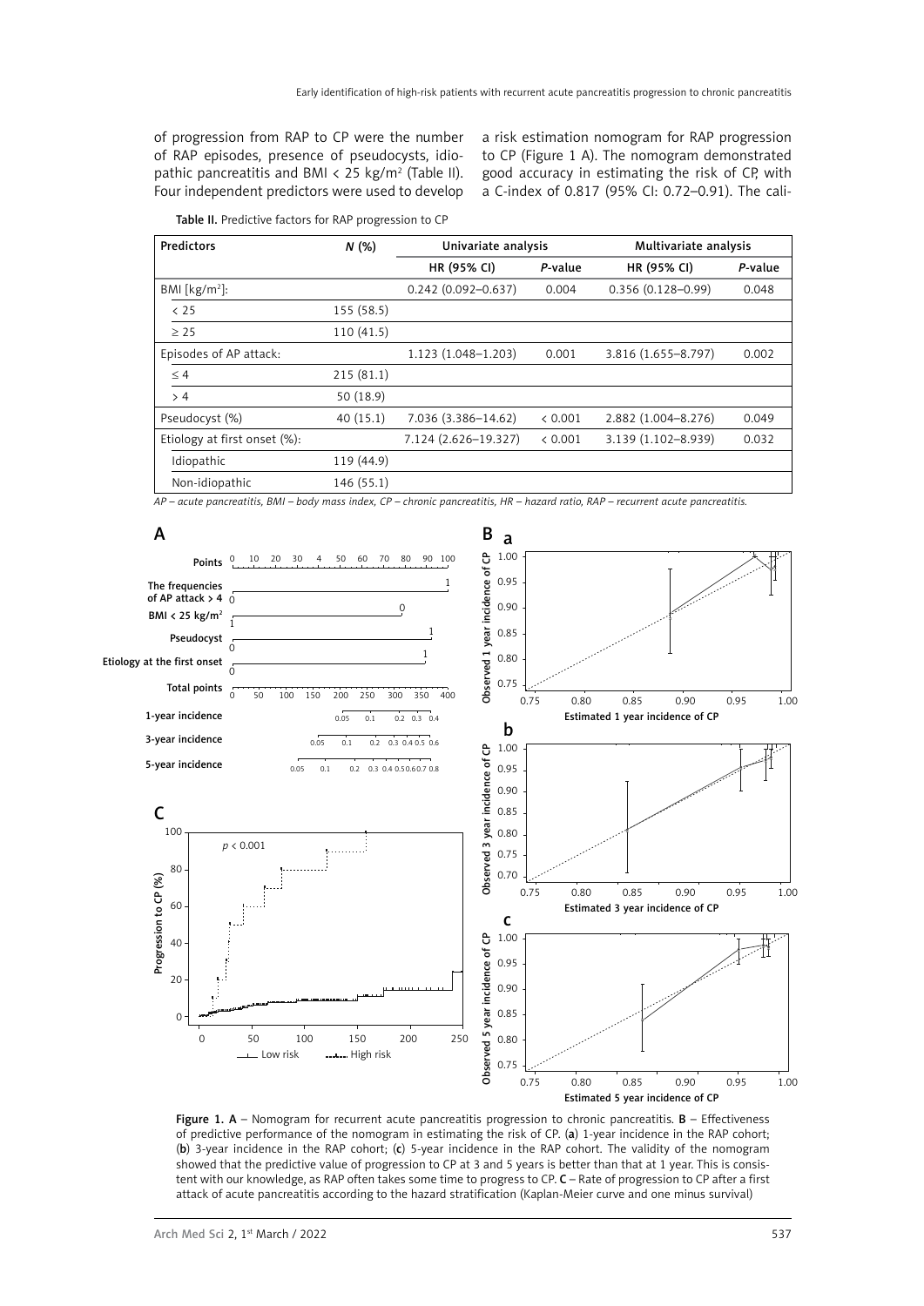of progression from RAP to CP were the number of RAP episodes, presence of pseudocysts, idiopathic pancreatitis and BMI < 25 kg/m$^2$ (Table II). Four independent predictors were used to develop a risk estimation nomogram for RAP progression to CP (Figure 1 A). The nomogram demonstrated good accuracy in estimating the risk of CP, with a C-index of 0.817 (95% CI: 0.72–0.91). The cali-

**Table II.** Predictive factors for RAP progression to CP

| Predictors | N (%) | Univariate analysis | | Multivariate analysis | |
|---|---|---|---|---|---|
| | | HR (95% CI) | P-value | HR (95% CI) | P-value |
| BMI [kg/m$^2$]: | | 0.242 (0.092–0.637) | 0.004 | 0.356 (0.128–0.99) | 0.048 |
| < 25 | 155 (58.5) | | | | |
| ≥ 25 | 110 (41.5) | | | | |
| Episodes of AP attack: | | 1.123 (1.048–1.203) | 0.001 | 3.816 (1.655–8.797) | 0.002 |
| ≤ 4 | 215 (81.1) | | | | |
| > 4 | 50 (18.9) | | | | |
| Pseudocyst (%) | 40 (15.1) | 7.036 (3.386–14.62) | < 0.001 | 2.882 (1.004–8.276) | 0.049 |
| Etiology at first onset (%): | | 7.124 (2.626–19.327) | < 0.001 | 3.139 (1.102–8.939) | 0.032 |
| Idiopathic | 119 (44.9) | | | | |
| Non-idiopathic | 146 (55.1) | | | | |

*AP – acute pancreatitis, BMI – body mass index, CP – chronic pancreatitis, HR – hazard ratio, RAP – recurrent acute pancreatitis.*

**Figure 1. A** – Nomogram for recurrent acute pancreatitis progression to chronic pancreatitis. **B** – Effectiveness of predictive performance of the nomogram in estimating the risk of CP. (**a**) 1-year incidence in the RAP cohort; (**b**) 3-year incidence in the RAP cohort; (**c**) 5-year incidence in the RAP cohort. The validity of the nomogram showed that the predictive value of progression to CP at 3 and 5 years is better than that at 1 year. This is consistent with our knowledge, as RAP often takes some time to progress to CP. **C** – Rate of progression to CP after a first attack of acute pancreatitis according to the hazard stratification (Kaplan-Meier curve and one minus survival)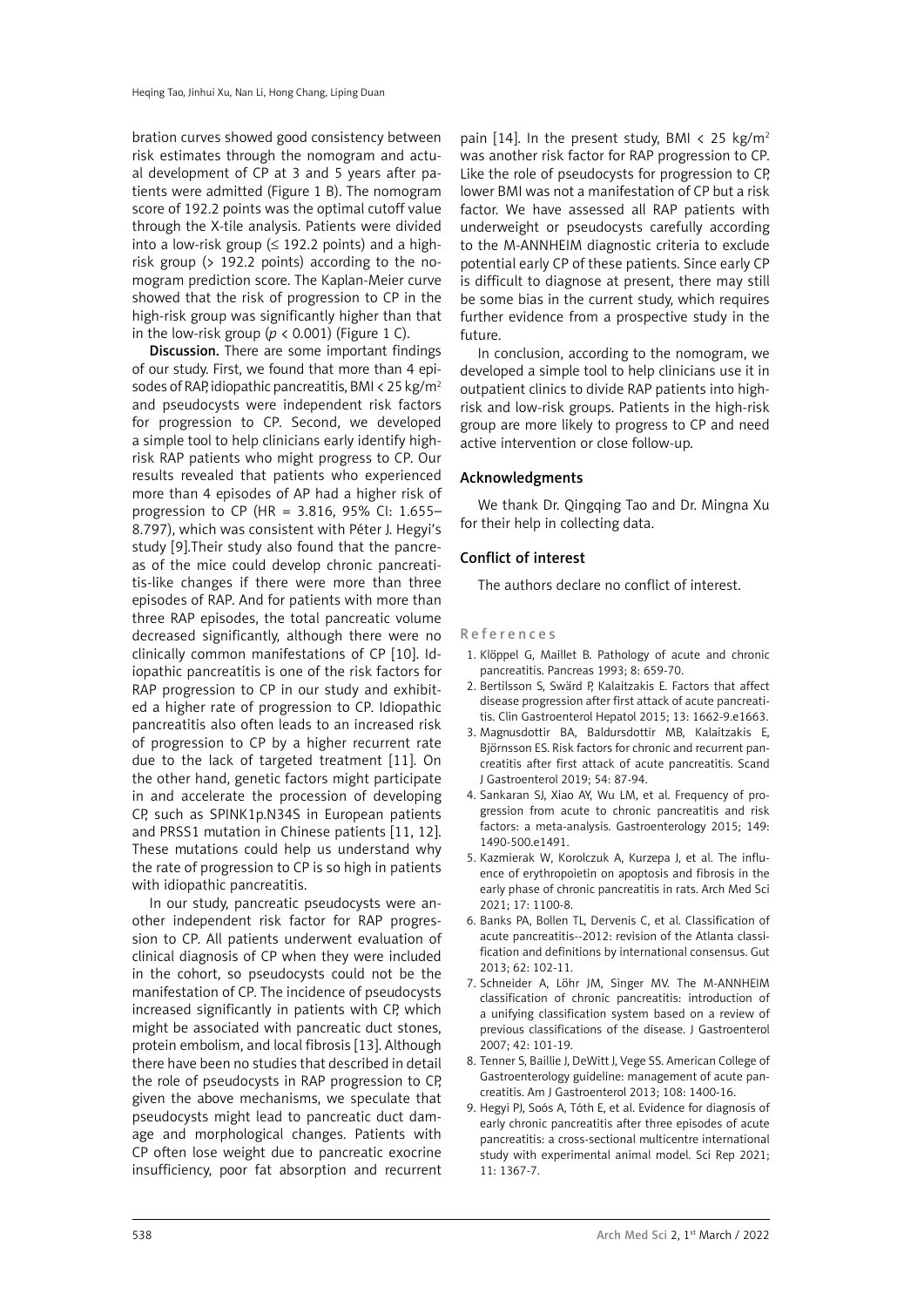bration curves showed good consistency between risk estimates through the nomogram and actual development of CP at 3 and 5 years after patients were admitted (Figure 1 B). The nomogram score of 192.2 points was the optimal cutoff value through the X-tile analysis. Patients were divided into a low-risk group (≤ 192.2 points) and a high-risk group (> 192.2 points) according to the nomogram prediction score. The Kaplan-Meier curve showed that the risk of progression to CP in the high-risk group was significantly higher than that in the low-risk group ($p < 0.001$) (Figure 1 C).

**Discussion.** There are some important findings of our study. First, we found that more than 4 episodes of RAP, idiopathic pancreatitis, BMI < 25 kg/m$^2$ and pseudocysts were independent risk factors for progression to CP. Second, we developed a simple tool to help clinicians early identify high-risk RAP patients who might progress to CP. Our results revealed that patients who experienced more than 4 episodes of AP had a higher risk of progression to CP (HR = 3.816, 95% CI: 1.655–8.797), which was consistent with Péter J. Hegyi's study [9].Their study also found that the pancreas of the mice could develop chronic pancreatitis-like changes if there were more than three episodes of RAP. And for patients with more than three RAP episodes, the total pancreatic volume decreased significantly, although there were no clinically common manifestations of CP [10]. Idiopathic pancreatitis is one of the risk factors for RAP progression to CP in our study and exhibited a higher rate of progression to CP. Idiopathic pancreatitis also often leads to an increased risk of progression to CP by a higher recurrent rate due to the lack of targeted treatment [11]. On the other hand, genetic factors might participate in and accelerate the procession of developing CP, such as SPINK1p.N34S in European patients and PRSS1 mutation in Chinese patients [11, 12]. These mutations could help us understand why the rate of progression to CP is so high in patients with idiopathic pancreatitis.

In our study, pancreatic pseudocysts were another independent risk factor for RAP progression to CP. All patients underwent evaluation of clinical diagnosis of CP when they were included in the cohort, so pseudocysts could not be the manifestation of CP. The incidence of pseudocysts increased significantly in patients with CP, which might be associated with pancreatic duct stones, protein embolism, and local fibrosis [13]. Although there have been no studies that described in detail the role of pseudocysts in RAP progression to CP, given the above mechanisms, we speculate that pseudocysts might lead to pancreatic duct damage and morphological changes. Patients with CP often lose weight due to pancreatic exocrine insufficiency, poor fat absorption and recurrent pain [14]. In the present study, BMI < 25 kg/m$^2$ was another risk factor for RAP progression to CP. Like the role of pseudocysts for progression to CP, lower BMI was not a manifestation of CP but a risk factor. We have assessed all RAP patients with underweight or pseudocysts carefully according to the M-ANNHEIM diagnostic criteria to exclude potential early CP of these patients. Since early CP is difficult to diagnose at present, there may still be some bias in the current study, which requires further evidence from a prospective study in the future.

In conclusion, according to the nomogram, we developed a simple tool to help clinicians use it in outpatient clinics to divide RAP patients into high-risk and low-risk groups. Patients in the high-risk group are more likely to progress to CP and need active intervention or close follow-up.

## Acknowledgments

We thank Dr. Qingqing Tao and Dr. Mingna Xu for their help in collecting data.

## Conflict of interest

The authors declare no conflict of interest.

## References

1. Klöppel G, Maillet B. Pathology of acute and chronic pancreatitis. Pancreas 1993; 8: 659-70.
2. Bertilsson S, Swärd P, Kalaitzakis E. Factors that affect disease progression after first attack of acute pancreatitis. Clin Gastroenterol Hepatol 2015; 13: 1662-9.e1663.
3. Magnusdottir BA, Baldursdottir MB, Kalaitzakis E, Björnsson ES. Risk factors for chronic and recurrent pancreatitis after first attack of acute pancreatitis. Scand J Gastroenterol 2019; 54: 87-94.
4. Sankaran SJ, Xiao AY, Wu LM, et al. Frequency of progression from acute to chronic pancreatitis and risk factors: a meta-analysis. Gastroenterology 2015; 149: 1490-500.e1491.
5. Kazmierak W, Korolczuk A, Kurzepa J, et al. The influence of erythropoietin on apoptosis and fibrosis in the early phase of chronic pancreatitis in rats. Arch Med Sci 2021; 17: 1100-8.
6. Banks PA, Bollen TL, Dervenis C, et al. Classification of acute pancreatitis--2012: revision of the Atlanta classification and definitions by international consensus. Gut 2013; 62: 102-11.
7. Schneider A, Löhr JM, Singer MV. The M-ANNHEIM classification of chronic pancreatitis: introduction of a unifying classification system based on a review of previous classifications of the disease. J Gastroenterol 2007; 42: 101-19.
8. Tenner S, Baillie J, DeWitt J, Vege SS. American College of Gastroenterology guideline: management of acute pancreatitis. Am J Gastroenterol 2013; 108: 1400-16.
9. Hegyi PJ, Soós A, Tóth E, et al. Evidence for diagnosis of early chronic pancreatitis after three episodes of acute pancreatitis: a cross-sectional multicentre international study with experimental animal model. Sci Rep 2021; 11: 1367-7.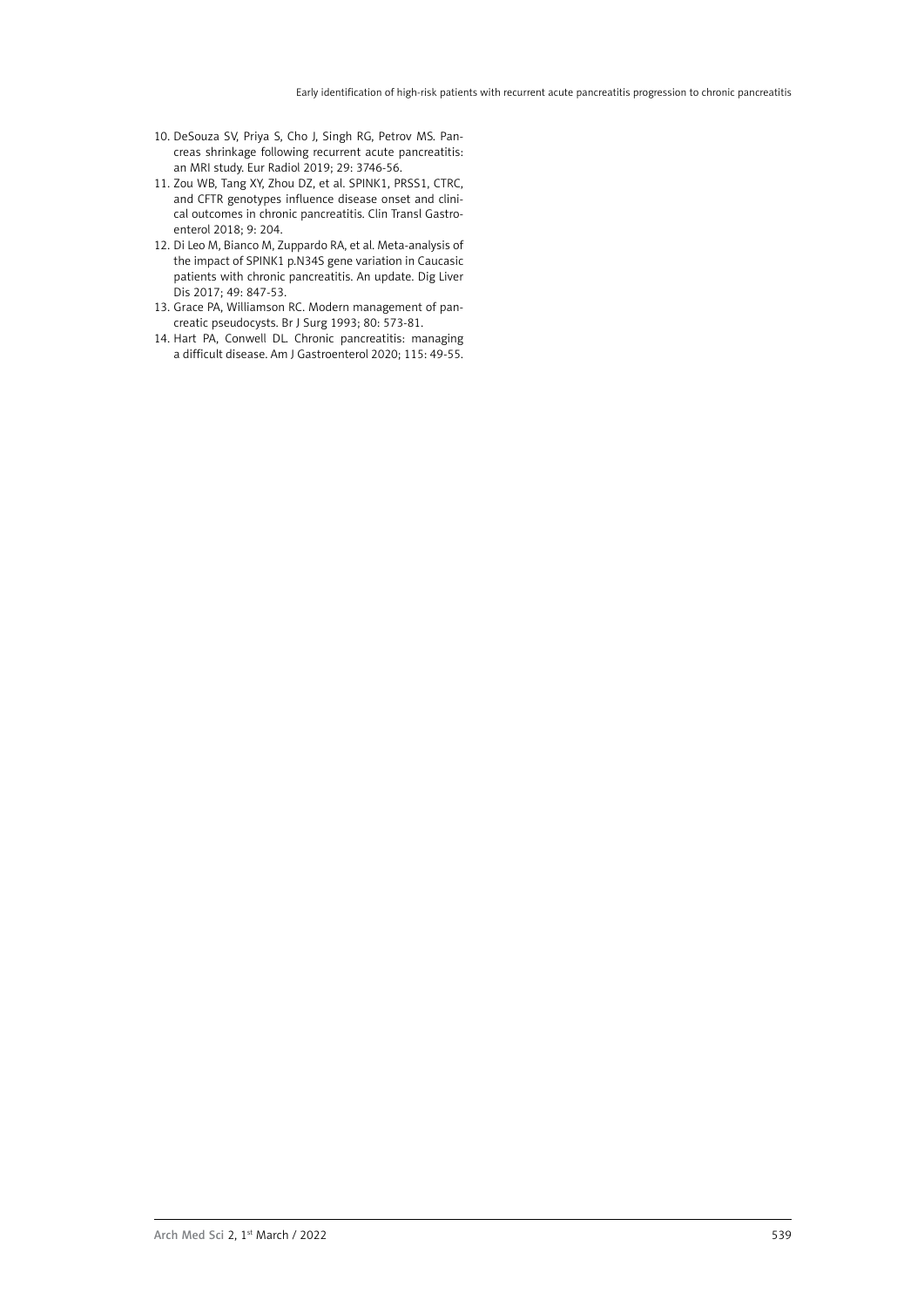10. DeSouza SV, Priya S, Cho J, Singh RG, Petrov MS. Pancreas shrinkage following recurrent acute pancreatitis: an MRI study. Eur Radiol 2019; 29: 3746-56.
11. Zou WB, Tang XY, Zhou DZ, et al. SPINK1, PRSS1, CTRC, and CFTR genotypes influence disease onset and clinical outcomes in chronic pancreatitis. Clin Transl Gastroenterol 2018; 9: 204.
12. Di Leo M, Bianco M, Zuppardo RA, et al. Meta-analysis of the impact of SPINK1 p.N34S gene variation in Caucasic patients with chronic pancreatitis. An update. Dig Liver Dis 2017; 49: 847-53.
13. Grace PA, Williamson RC. Modern management of pancreatic pseudocysts. Br J Surg 1993; 80: 573-81.
14. Hart PA, Conwell DL. Chronic pancreatitis: managing a difficult disease. Am J Gastroenterol 2020; 115: 49-55.